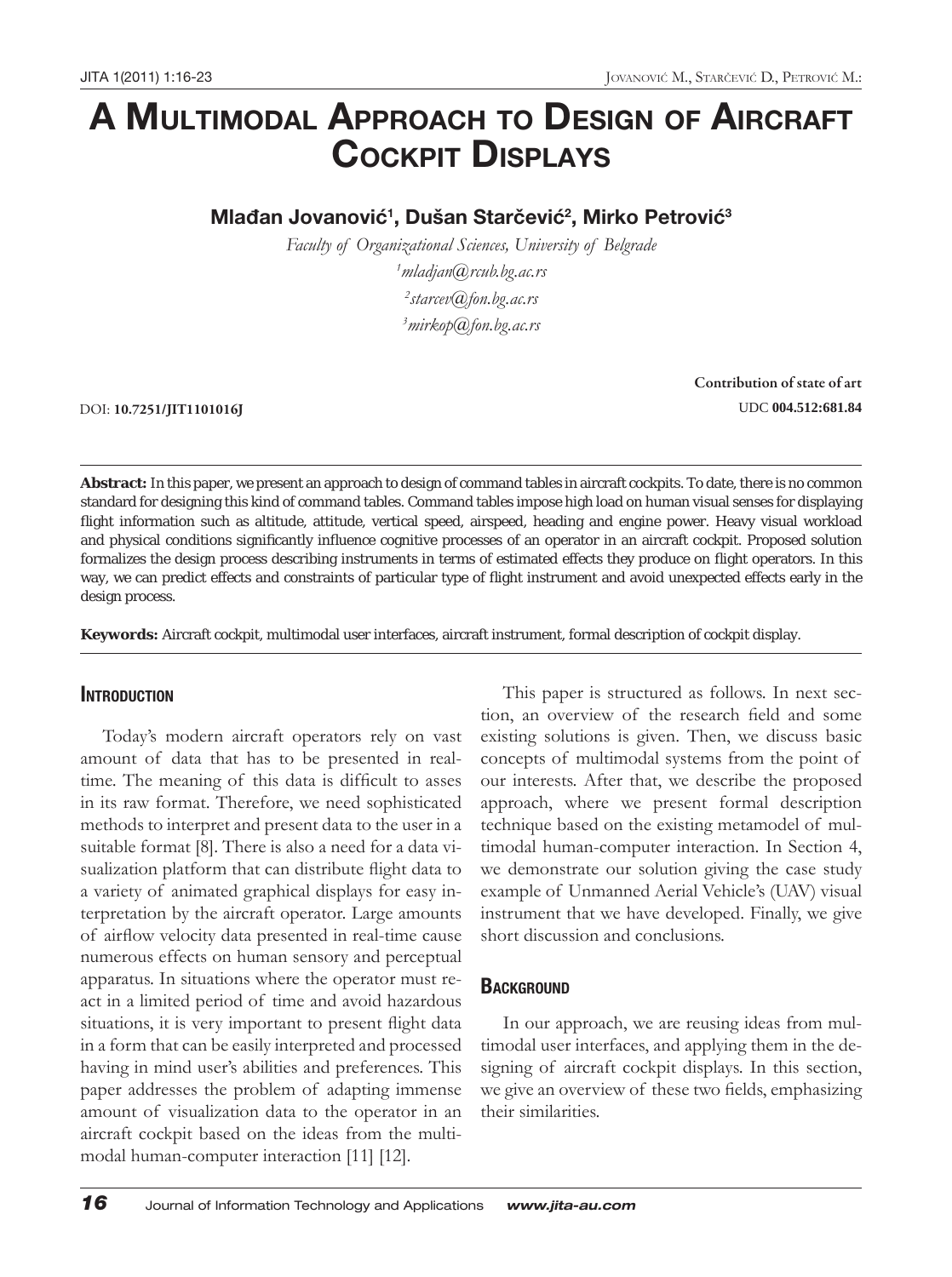# A Multimodal Approach to Design of Aircraft Cockpit Displays

**Mlađan Jovanović[1], Dušan Starčević[2], Mirko Petrović[3]**

*Faculty of Organizational Sciences, University of Belgrade*

*[1]mladjan@rcub.bg.ac.rs*

*[2]starcev@fon.bg.ac.rs*

*[3]mirkop@fon.bg.ac.rs*

**Contribution of state of art**

DOI: **10.7251/JIT1101016J**

UDC **004.512:681.84**

**Abstract:** In this paper, we present an approach to design of command tables in aircraft cockpits. To date, there is no common standard for designing this kind of command tables. Command tables impose high load on human visual senses for displaying flight information such as altitude, attitude, vertical speed, airspeed, heading and engine power. Heavy visual workload and physical conditions significantly influence cognitive processes of an operator in an aircraft cockpit. Proposed solution formalizes the design process describing instruments in terms of estimated effects they produce on flight operators. In this way, we can predict effects and constraints of particular type of flight instrument and avoid unexpected effects early in the design process.

**Keywords:** Aircraft cockpit, multimodal user interfaces, aircraft instrument, formal description of cockpit display.

## Introduction

Today's modern aircraft operators rely on vast amount of data that has to be presented in real-time. The meaning of this data is difficult to asses in its raw format. Therefore, we need sophisticated methods to interpret and present data to the user in a suitable format [8]. There is also a need for a data visualization platform that can distribute flight data to a variety of animated graphical displays for easy interpretation by the aircraft operator. Large amounts of airflow velocity data presented in real-time cause numerous effects on human sensory and perceptual apparatus. In situations where the operator must react in a limited period of time and avoid hazardous situations, it is very important to present flight data in a form that can be easily interpreted and processed having in mind user's abilities and preferences. This paper addresses the problem of adapting immense amount of visualization data to the operator in an aircraft cockpit based on the ideas from the multimodal human-computer interaction [11] [12].

This paper is structured as follows. In next section, an overview of the research field and some existing solutions is given. Then, we discuss basic concepts of multimodal systems from the point of our interests. After that, we describe the proposed approach, where we present formal description technique based on the existing metamodel of multimodal human-computer interaction. In Section 4, we demonstrate our solution giving the case study example of Unmanned Aerial Vehicle's (UAV) visual instrument that we have developed. Finally, we give short discussion and conclusions.

## Background

In our approach, we are reusing ideas from multimodal user interfaces, and applying them in the designing of aircraft cockpit displays. In this section, we give an overview of these two fields, emphasizing their similarities.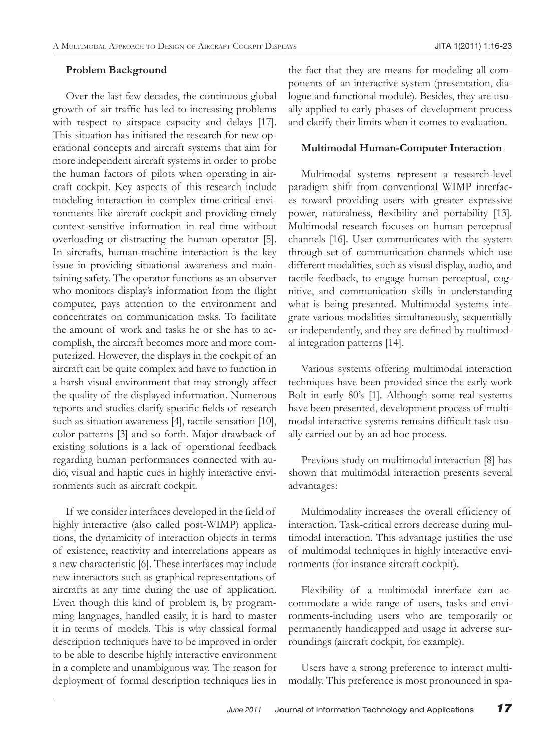**Problem Background**

Over the last few decades, the continuous global growth of air traffic has led to increasing problems with respect to airspace capacity and delays [17]. This situation has initiated the research for new operational concepts and aircraft systems that aim for more independent aircraft systems in order to probe the human factors of pilots when operating in aircraft cockpit. Key aspects of this research include modeling interaction in complex time-critical environments like aircraft cockpit and providing timely context-sensitive information in real time without overloading or distracting the human operator [5]. In aircrafts, human-machine interaction is the key issue in providing situational awareness and maintaining safety. The operator functions as an observer who monitors display's information from the flight computer, pays attention to the environment and concentrates on communication tasks. To facilitate the amount of work and tasks he or she has to accomplish, the aircraft becomes more and more computerized. However, the displays in the cockpit of an aircraft can be quite complex and have to function in a harsh visual environment that may strongly affect the quality of the displayed information. Numerous reports and studies clarify specific fields of research such as situation awareness [4], tactile sensation [10], color patterns [3] and so forth. Major drawback of existing solutions is a lack of operational feedback regarding human performances connected with audio, visual and haptic cues in highly interactive environments such as aircraft cockpit.

If we consider interfaces developed in the field of highly interactive (also called post-WIMP) applications, the dynamicity of interaction objects in terms of existence, reactivity and interrelations appears as a new characteristic [6]. These interfaces may include new interactors such as graphical representations of aircrafts at any time during the use of application. Even though this kind of problem is, by programming languages, handled easily, it is hard to master it in terms of models. This is why classical formal description techniques have to be improved in order to be able to describe highly interactive environment in a complete and unambiguous way. The reason for deployment of formal description techniques lies in the fact that they are means for modeling all components of an interactive system (presentation, dialogue and functional module). Besides, they are usually applied to early phases of development process and clarify their limits when it comes to evaluation.

**Multimodal Human-Computer Interaction**

Multimodal systems represent a research-level paradigm shift from conventional WIMP interfaces toward providing users with greater expressive power, naturalness, flexibility and portability [13]. Multimodal research focuses on human perceptual channels [16]. User communicates with the system through set of communication channels which use different modalities, such as visual display, audio, and tactile feedback, to engage human perceptual, cognitive, and communication skills in understanding what is being presented. Multimodal systems integrate various modalities simultaneously, sequentially or independently, and they are defined by multimodal integration patterns [14].

Various systems offering multimodal interaction techniques have been provided since the early work Bolt in early 80's [1]. Although some real systems have been presented, development process of multimodal interactive systems remains difficult task usually carried out by an ad hoc process.

Previous study on multimodal interaction [8] has shown that multimodal interaction presents several advantages:

Multimodality increases the overall efficiency of interaction. Task-critical errors decrease during multimodal interaction. This advantage justifies the use of multimodal techniques in highly interactive environments (for instance aircraft cockpit).

Flexibility of a multimodal interface can accommodate a wide range of users, tasks and environments-including users who are temporarily or permanently handicapped and usage in adverse surroundings (aircraft cockpit, for example).

Users have a strong preference to interact multimodally. This preference is most pronounced in spa-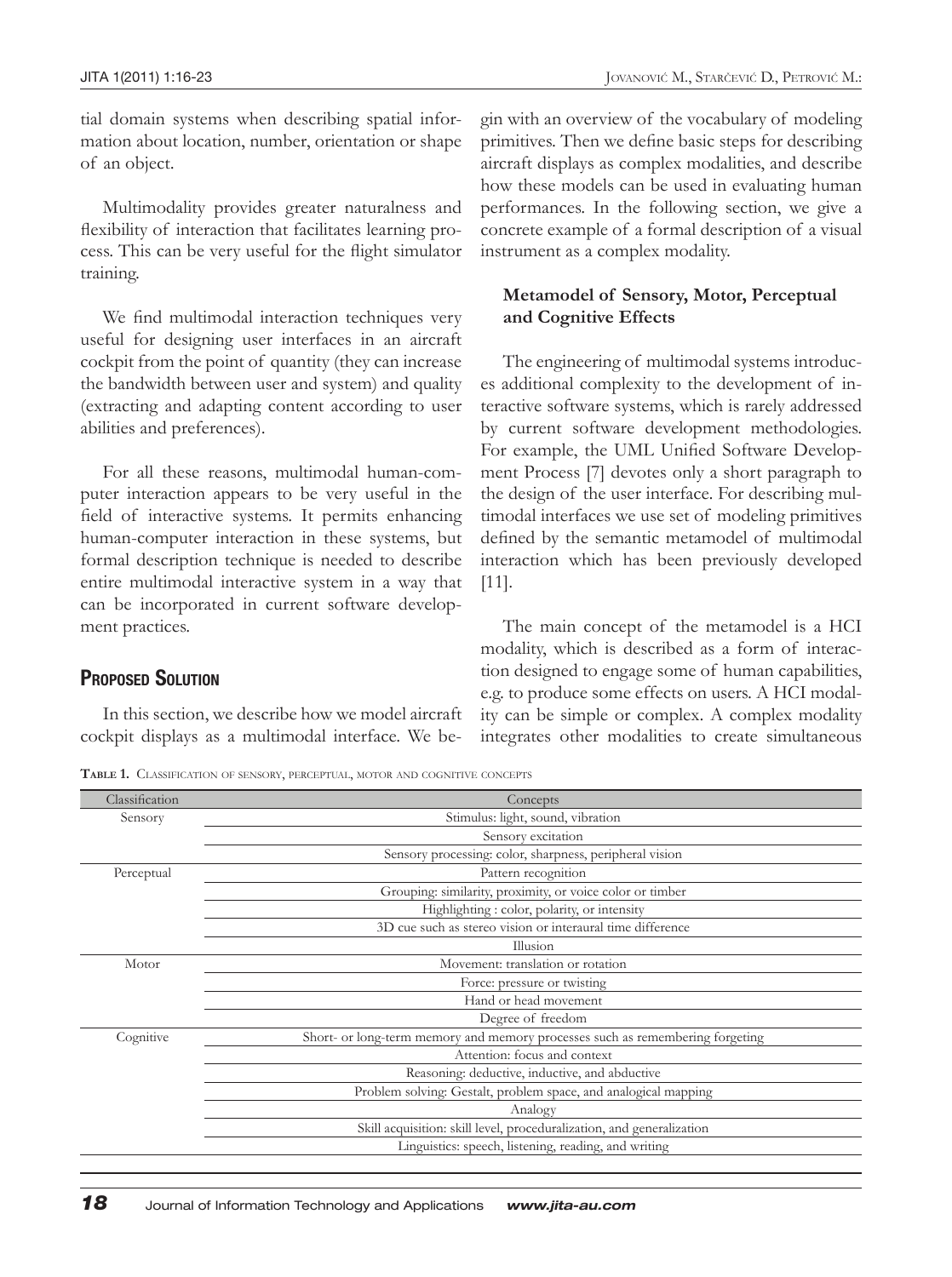tial domain systems when describing spatial information about location, number, orientation or shape of an object.

Multimodality provides greater naturalness and flexibility of interaction that facilitates learning process. This can be very useful for the flight simulator training.

We find multimodal interaction techniques very useful for designing user interfaces in an aircraft cockpit from the point of quantity (they can increase the bandwidth between user and system) and quality (extracting and adapting content according to user abilities and preferences).

For all these reasons, multimodal human-computer interaction appears to be very useful in the field of interactive systems. It permits enhancing human-computer interaction in these systems, but formal description technique is needed to describe entire multimodal interactive system in a way that can be incorporated in current software development practices.

## Proposed Solution

In this section, we describe how we model aircraft cockpit displays as a multimodal interface. We begin with an overview of the vocabulary of modeling primitives. Then we define basic steps for describing aircraft displays as complex modalities, and describe how these models can be used in evaluating human performances. In the following section, we give a concrete example of a formal description of a visual instrument as a complex modality.

### Metamodel of Sensory, Motor, Perceptual and Cognitive Effects

The engineering of multimodal systems introduces additional complexity to the development of interactive software systems, which is rarely addressed by current software development methodologies. For example, the UML Unified Software Development Process [7] devotes only a short paragraph to the design of the user interface. For describing multimodal interfaces we use set of modeling primitives defined by the semantic metamodel of multimodal interaction which has been previously developed [11].

The main concept of the metamodel is a HCI modality, which is described as a form of interaction designed to engage some of human capabilities, e.g. to produce some effects on users. A HCI modality can be simple or complex. A complex modality integrates other modalities to create simultaneous

**Table 1.** Classification of sensory, perceptual, motor and cognitive concepts

| Classification | Concepts |
|---|---|
| Sensory | Stimulus: light, sound, vibration |
| | Sensory excitation |
| | Sensory processing: color, sharpness, peripheral vision |
| Perceptual | Pattern recognition |
| | Grouping: similarity, proximity, or voice color or timber |
| | Highlighting : color, polarity, or intensity |
| | 3D cue such as stereo vision or interaural time difference |
| | Illusion |
| Motor | Movement: translation or rotation |
| | Force: pressure or twisting |
| | Hand or head movement |
| | Degree of freedom |
| Cognitive | Short- or long-term memory and memory processes such as remembering forgeting |
| | Attention: focus and context |
| | Reasoning: deductive, inductive, and abductive |
| | Problem solving: Gestalt, problem space, and analogical mapping |
| | Analogy |
| | Skill acquisition: skill level, proceduralization, and generalization |
| | Linguistics: speech, listening, reading, and writing |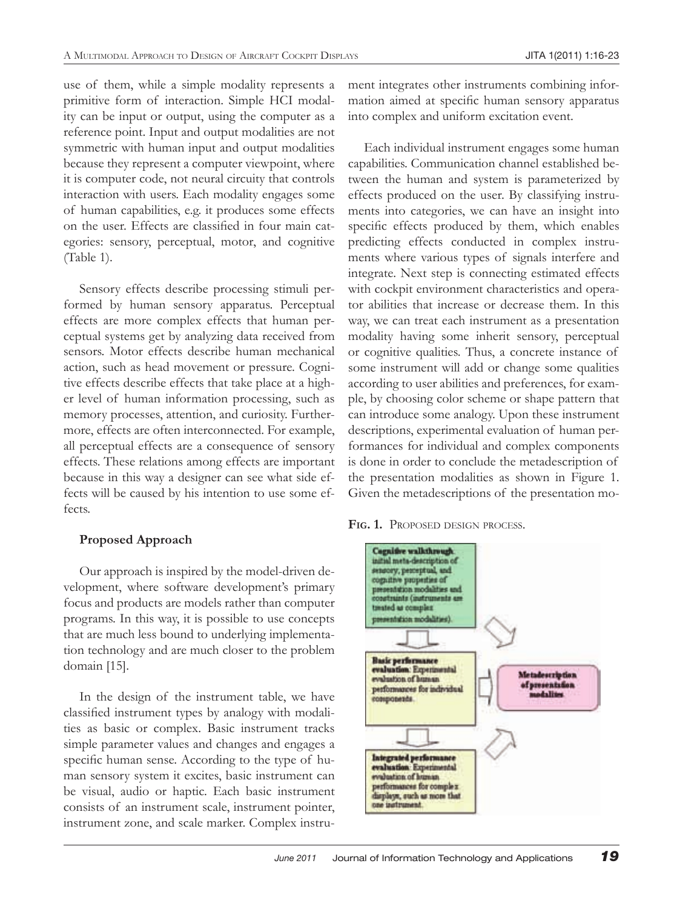use of them, while a simple modality represents a primitive form of interaction. Simple HCI modality can be input or output, using the computer as a reference point. Input and output modalities are not symmetric with human input and output modalities because they represent a computer viewpoint, where it is computer code, not neural circuitry that controls interaction with users. Each modality engages some of human capabilities, e.g. it produces some effects on the user. Effects are classified in four main categories: sensory, perceptual, motor, and cognitive (Table 1).

Sensory effects describe processing stimuli performed by human sensory apparatus. Perceptual effects are more complex effects that human perceptual systems get by analyzing data received from sensors. Motor effects describe human mechanical action, such as head movement or pressure. Cognitive effects describe effects that take place at a higher level of human information processing, such as memory processes, attention, and curiosity. Furthermore, effects are often interconnected. For example, all perceptual effects are a consequence of sensory effects. These relations among effects are important because in this way a designer can see what side effects will be caused by his intention to use some effects.

### Proposed Approach

Our approach is inspired by the model-driven development, where software development's primary focus and products are models rather than computer programs. In this way, it is possible to use concepts that are much less bound to underlying implementation technology and are much closer to the problem domain [15].

In the design of the instrument table, we have classified instrument types by analogy with modalities as basic or complex. Basic instrument tracks simple parameter values and changes and engages a specific human sense. According to the type of human sensory system it excites, basic instrument can be visual, audio or haptic. Each basic instrument consists of an instrument scale, instrument pointer, instrument zone, and scale marker. Complex instrument integrates other instruments combining information aimed at specific human sensory apparatus into complex and uniform excitation event.

Each individual instrument engages some human capabilities. Communication channel established between the human and system is parameterized by effects produced on the user. By classifying instruments into categories, we can have an insight into specific effects produced by them, which enables predicting effects conducted in complex instruments where various types of signals interfere and integrate. Next step is connecting estimated effects with cockpit environment characteristics and operator abilities that increase or decrease them. In this way, we can treat each instrument as a presentation modality having some inherit sensory, perceptual or cognitive qualities. Thus, a concrete instance of some instrument will add or change some qualities according to user abilities and preferences, for example, by choosing color scheme or shape pattern that can introduce some analogy. Upon these instrument descriptions, experimental evaluation of human performances for individual and complex components is done in order to conclude the metadescription of the presentation modalities as shown in Figure 1. Given the metadescriptions of the presentation mo-

**FIG. 1.** PROPOSED DESIGN PROCESS.

**Cognitive walkthrough**: initial meta-description of sensory, perceptual, and cognitive properties of presentation modalities and constraints (instruments are treated as complex presentation modalities).

**Basic performance evaluation**: Experimental evaluation of human performances for individual components.

**Integrated performance evaluation**: Experimental evaluation of human performances for complex displays, such as more that one instrument.

**Metadescription of presentation modalities**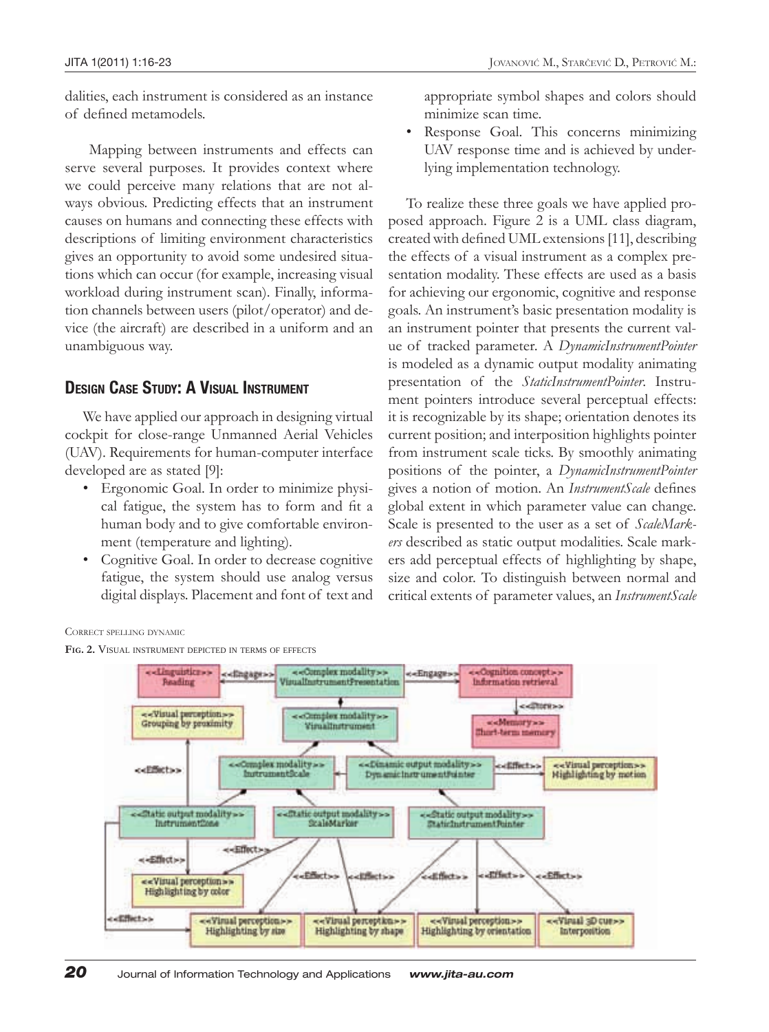dalities, each instrument is considered as an instance of defined metamodels.

Mapping between instruments and effects can serve several purposes. It provides context where we could perceive many relations that are not always obvious. Predicting effects that an instrument causes on humans and connecting these effects with descriptions of limiting environment characteristics gives an opportunity to avoid some undesired situations which can occur (for example, increasing visual workload during instrument scan). Finally, information channels between users (pilot/operator) and device (the aircraft) are described in a uniform and an unambiguous way.

## Design Case Study: A Visual Instrument

We have applied our approach in designing virtual cockpit for close-range Unmanned Aerial Vehicles (UAV). Requirements for human-computer interface developed are as stated [9]:

- Ergonomic Goal. In order to minimize physical fatigue, the system has to form and fit a human body and to give comfortable environment (temperature and lighting).
- Cognitive Goal. In order to decrease cognitive fatigue, the system should use analog versus digital displays. Placement and font of text and appropriate symbol shapes and colors should minimize scan time.
- Response Goal. This concerns minimizing UAV response time and is achieved by underlying implementation technology.

To realize these three goals we have applied proposed approach. Figure 2 is a UML class diagram, created with defined UML extensions [11], describing the effects of a visual instrument as a complex presentation modality. These effects are used as a basis for achieving our ergonomic, cognitive and response goals. An instrument's basic presentation modality is an instrument pointer that presents the current value of tracked parameter. A *DynamicInstrumentPointer* is modeled as a dynamic output modality animating presentation of the *StaticInstrumentPointer*. Instrument pointers introduce several perceptual effects: it is recognizable by its shape; orientation denotes its current position; and interposition highlights pointer from instrument scale ticks. By smoothly animating positions of the pointer, a *DynamicInstrumentPointer* gives a notion of motion. An *InstrumentScale* defines global extent in which parameter value can change. Scale is presented to the user as a set of *ScaleMarkers* described as static output modalities. Scale markers add perceptual effects of highlighting by shape, size and color. To distinguish between normal and critical extents of parameter values, an *InstrumentScale*

Correct spelling dynamic

Fig. 2. Visual instrument depicted in terms of effects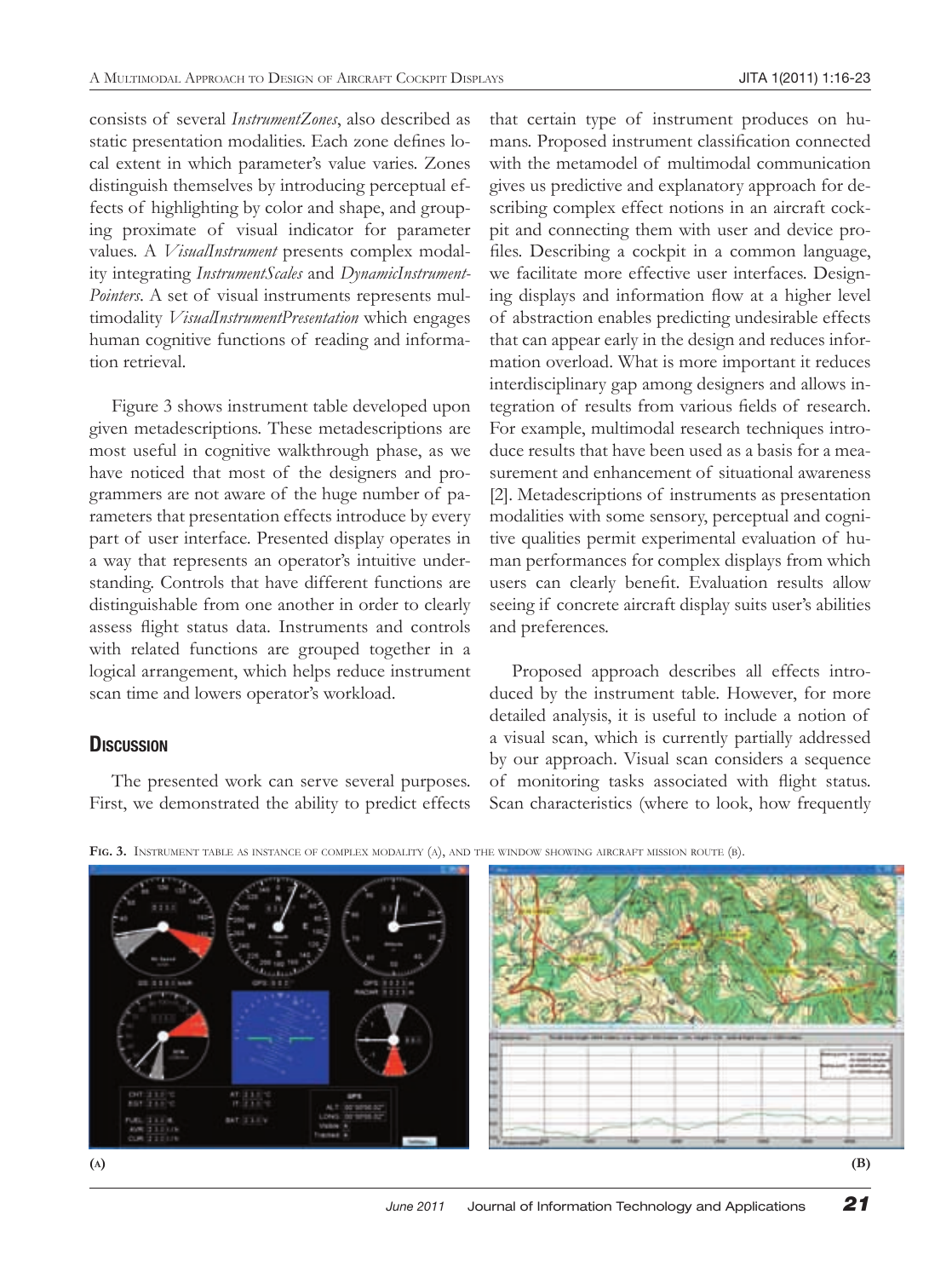consists of several *InstrumentZones*, also described as static presentation modalities. Each zone defines local extent in which parameter's value varies. Zones distinguish themselves by introducing perceptual effects of highlighting by color and shape, and grouping proximate of visual indicator for parameter values. A *VisualInstrument* presents complex modality integrating *InstrumentScales* and *DynamicInstrumentPointers*. A set of visual instruments represents multimodality *VisualInstrumentPresentation* which engages human cognitive functions of reading and information retrieval.

Figure 3 shows instrument table developed upon given metadescriptions. These metadescriptions are most useful in cognitive walkthrough phase, as we have noticed that most of the designers and programmers are not aware of the huge number of parameters that presentation effects introduce by every part of user interface. Presented display operates in a way that represents an operator's intuitive understanding. Controls that have different functions are distinguishable from one another in order to clearly assess flight status data. Instruments and controls with related functions are grouped together in a logical arrangement, which helps reduce instrument scan time and lowers operator's workload.

## Discussion

The presented work can serve several purposes. First, we demonstrated the ability to predict effects that certain type of instrument produces on humans. Proposed instrument classification connected with the metamodel of multimodal communication gives us predictive and explanatory approach for describing complex effect notions in an aircraft cockpit and connecting them with user and device profiles. Describing a cockpit in a common language, we facilitate more effective user interfaces. Designing displays and information flow at a higher level of abstraction enables predicting undesirable effects that can appear early in the design and reduces information overload. What is more important it reduces interdisciplinary gap among designers and allows integration of results from various fields of research. For example, multimodal research techniques introduce results that have been used as a basis for a measurement and enhancement of situational awareness [2]. Metadescriptions of instruments as presentation modalities with some sensory, perceptual and cognitive qualities permit experimental evaluation of human performances for complex displays from which users can clearly benefit. Evaluation results allow seeing if concrete aircraft display suits user's abilities and preferences.

Proposed approach describes all effects introduced by the instrument table. However, for more detailed analysis, it is useful to include a notion of a visual scan, which is currently partially addressed by our approach. Visual scan considers a sequence of monitoring tasks associated with flight status. Scan characteristics (where to look, how frequently

**Fig. 3.** Instrument table as instance of complex modality (a), and the window showing aircraft mission route (b).

(a) (b)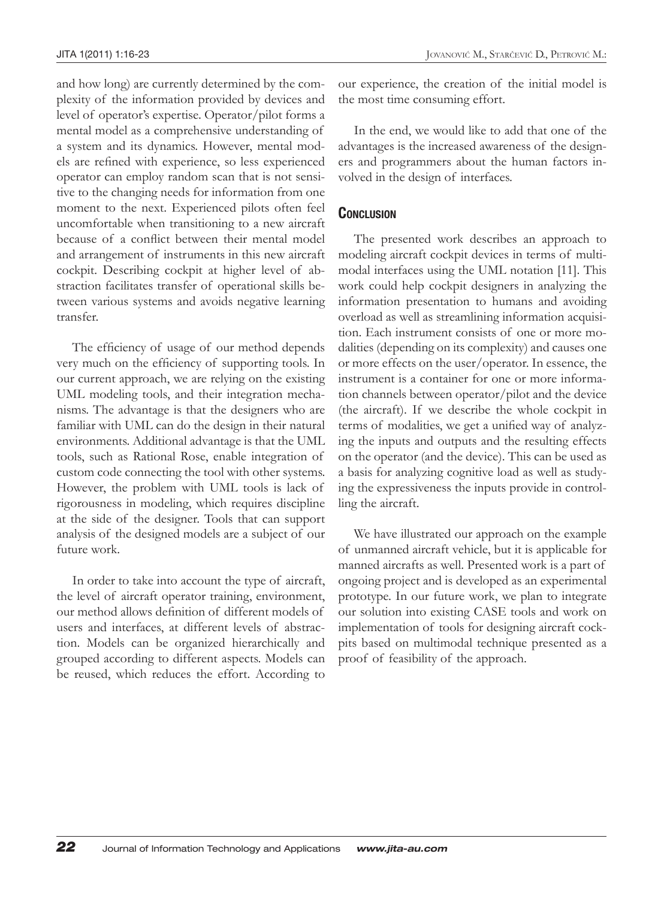and how long) are currently determined by the complexity of the information provided by devices and level of operator's expertise. Operator/pilot forms a mental model as a comprehensive understanding of a system and its dynamics. However, mental models are refined with experience, so less experienced operator can employ random scan that is not sensitive to the changing needs for information from one moment to the next. Experienced pilots often feel uncomfortable when transitioning to a new aircraft because of a conflict between their mental model and arrangement of instruments in this new aircraft cockpit. Describing cockpit at higher level of abstraction facilitates transfer of operational skills between various systems and avoids negative learning transfer.

The efficiency of usage of our method depends very much on the efficiency of supporting tools. In our current approach, we are relying on the existing UML modeling tools, and their integration mechanisms. The advantage is that the designers who are familiar with UML can do the design in their natural environments. Additional advantage is that the UML tools, such as Rational Rose, enable integration of custom code connecting the tool with other systems. However, the problem with UML tools is lack of rigorousness in modeling, which requires discipline at the side of the designer. Tools that can support analysis of the designed models are a subject of our future work.

In order to take into account the type of aircraft, the level of aircraft operator training, environment, our method allows definition of different models of users and interfaces, at different levels of abstraction. Models can be organized hierarchically and grouped according to different aspects. Models can be reused, which reduces the effort. According to our experience, the creation of the initial model is the most time consuming effort.

In the end, we would like to add that one of the advantages is the increased awareness of the designers and programmers about the human factors involved in the design of interfaces.

## Conclusion

The presented work describes an approach to modeling aircraft cockpit devices in terms of multimodal interfaces using the UML notation [11]. This work could help cockpit designers in analyzing the information presentation to humans and avoiding overload as well as streamlining information acquisition. Each instrument consists of one or more modalities (depending on its complexity) and causes one or more effects on the user/operator. In essence, the instrument is a container for one or more information channels between operator/pilot and the device (the aircraft). If we describe the whole cockpit in terms of modalities, we get a unified way of analyzing the inputs and outputs and the resulting effects on the operator (and the device). This can be used as a basis for analyzing cognitive load as well as studying the expressiveness the inputs provide in controlling the aircraft.

We have illustrated our approach on the example of unmanned aircraft vehicle, but it is applicable for manned aircrafts as well. Presented work is a part of ongoing project and is developed as an experimental prototype. In our future work, we plan to integrate our solution into existing CASE tools and work on implementation of tools for designing aircraft cockpits based on multimodal technique presented as a proof of feasibility of the approach.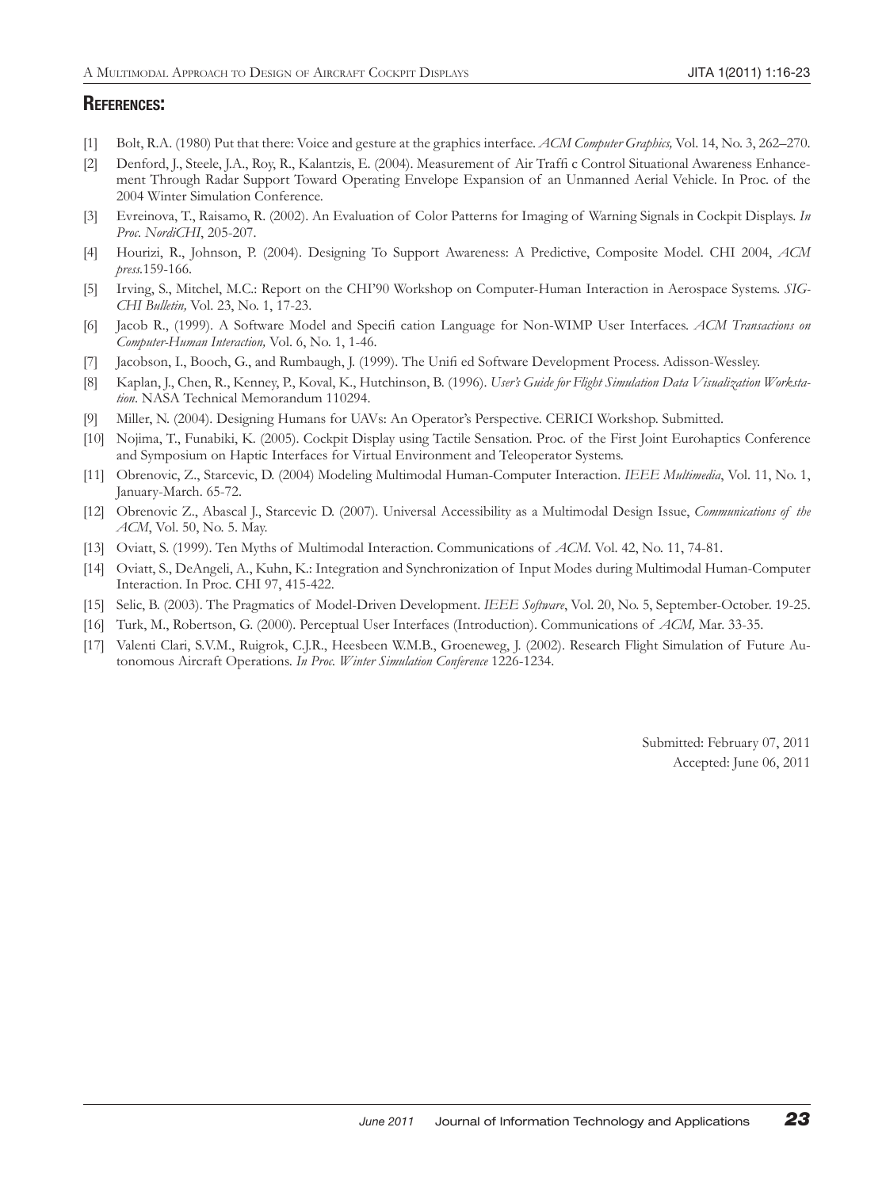## REFERENCES:

[1] Bolt, R.A. (1980) Put that there: Voice and gesture at the graphics interface. *ACM Computer Graphics,* Vol. 14, No. 3, 262–270.

[2] Denford, J., Steele, J.A., Roy, R., Kalantzis, E. (2004). Measurement of Air Traffi c Control Situational Awareness Enhancement Through Radar Support Toward Operating Envelope Expansion of an Unmanned Aerial Vehicle. In Proc. of the 2004 Winter Simulation Conference.

[3] Evreinova, T., Raisamo, R. (2002). An Evaluation of Color Patterns for Imaging of Warning Signals in Cockpit Displays. *In Proc. NordiCHI*, 205-207.

[4] Hourizi, R., Johnson, P. (2004). Designing To Support Awareness: A Predictive, Composite Model. CHI 2004, *ACM press.*159-166.

[5] Irving, S., Mitchel, M.C.: Report on the CHI'90 Workshop on Computer-Human Interaction in Aerospace Systems. *SIG-CHI Bulletin,* Vol. 23, No. 1, 17-23.

[6] Jacob R., (1999). A Software Model and Specifi cation Language for Non-WIMP User Interfaces. *ACM Transactions on Computer-Human Interaction,* Vol. 6, No. 1, 1-46.

[7] Jacobson, I., Booch, G., and Rumbaugh, J. (1999). The Unifi ed Software Development Process. Adisson-Wessley.

[8] Kaplan, J., Chen, R., Kenney, P., Koval, K., Hutchinson, B. (1996). *User's Guide for Flight Simulation Data Visualization Workstation*. NASA Technical Memorandum 110294.

[9] Miller, N. (2004). Designing Humans for UAVs: An Operator's Perspective. CERICI Workshop. Submitted.

[10] Nojima, T., Funabiki, K. (2005). Cockpit Display using Tactile Sensation. Proc. of the First Joint Eurohaptics Conference and Symposium on Haptic Interfaces for Virtual Environment and Teleoperator Systems.

[11] Obrenovic, Z., Starcevic, D. (2004) Modeling Multimodal Human-Computer Interaction. *IEEE Multimedia*, Vol. 11, No. 1, January-March. 65-72.

[12] Obrenovic Z., Abascal J., Starcevic D. (2007). Universal Accessibility as a Multimodal Design Issue, *Communications of the ACM*, Vol. 50, No. 5. May.

[13] Oviatt, S. (1999). Ten Myths of Multimodal Interaction. Communications of *ACM*. Vol. 42, No. 11, 74-81.

[14] Oviatt, S., DeAngeli, A., Kuhn, K.: Integration and Synchronization of Input Modes during Multimodal Human-Computer Interaction. In Proc. CHI 97, 415-422.

[15] Selic, B. (2003). The Pragmatics of Model-Driven Development. *IEEE Software*, Vol. 20, No. 5, September-October. 19-25.

[16] Turk, M., Robertson, G. (2000). Perceptual User Interfaces (Introduction). Communications of *ACM,* Mar. 33-35.

[17] Valenti Clari, S.V.M., Ruigrok, C.J.R., Heesbeen W.M.B., Groeneweg, J. (2002). Research Flight Simulation of Future Autonomous Aircraft Operations. *In Proc. Winter Simulation Conference* 1226-1234.

Submitted: February 07, 2011
Accepted: June 06, 2011